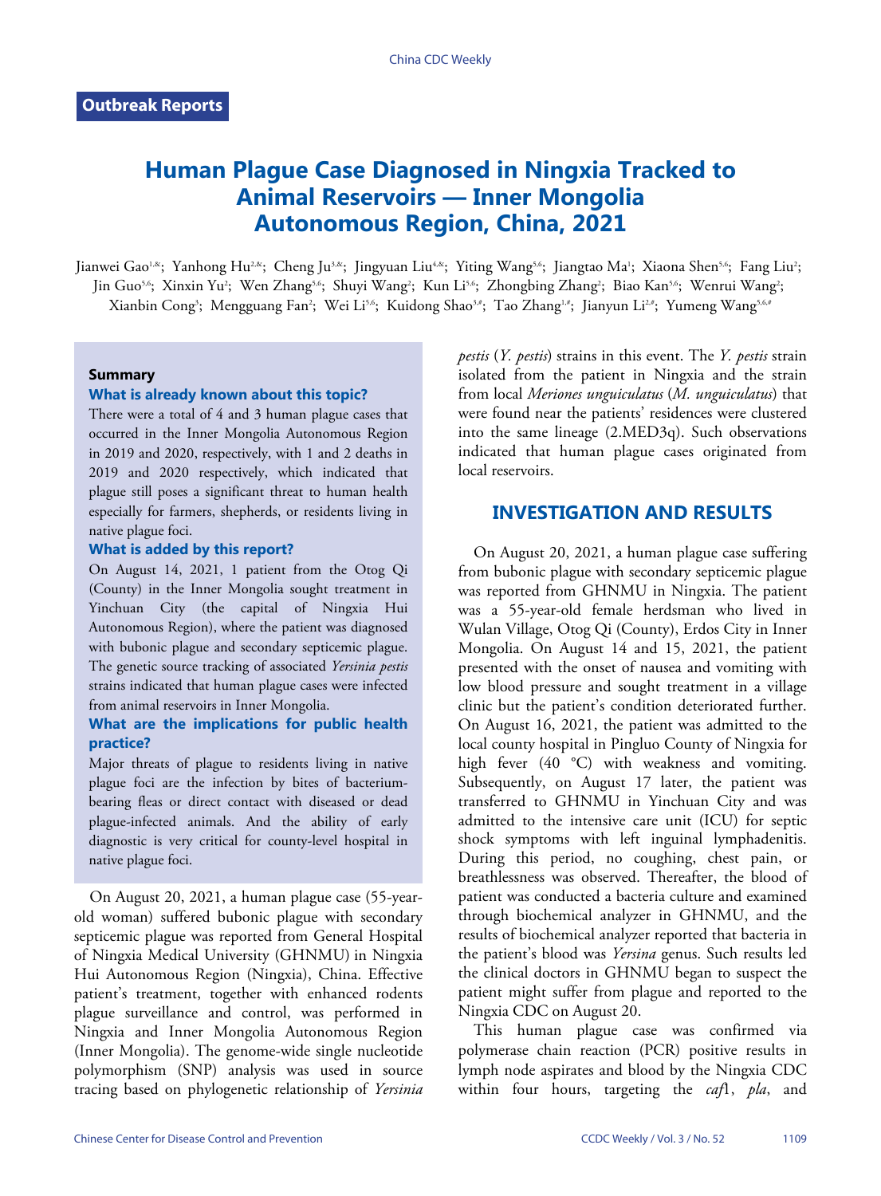Outbreak Reports

# Human Plague Case Diagnosed in Ningxia Tracked to Animal Reservoirs — Inner Mongolia Autonomous Region, China, 2021

Jianwei Gao[1,&]; Yanhong Hu[2,&]; Cheng Ju[3,&]; Jingyuan Liu[4,&]; Yiting Wang[5,6]; Jiangtao Ma[1]; Xiaona Shen[5,6]; Fang Liu[2]; Jin Guo[5,6]; Xinxin Yu[2]; Wen Zhang[5,6]; Shuyi Wang[2]; Kun Li[5,6]; Zhongbing Zhang[2]; Biao Kan[5,6]; Wenrui Wang[2]; Xianbin Cong[3]; Mengguang Fan[2]; Wei Li[5,6]; Kuidong Shao[3,#]; Tao Zhang[1,#]; Jianyun Li[2,#]; Yumeng Wang[5,6,#]

### Summary

**What is already known about this topic?**

There were a total of 4 and 3 human plague cases that occurred in the Inner Mongolia Autonomous Region in 2019 and 2020, respectively, with 1 and 2 deaths in 2019 and 2020 respectively, which indicated that plague still poses a significant threat to human health especially for farmers, shepherds, or residents living in native plague foci.

**What is added by this report?**

On August 14, 2021, 1 patient from the Otog Qi (County) in the Inner Mongolia sought treatment in Yinchuan City (the capital of Ningxia Hui Autonomous Region), where the patient was diagnosed with bubonic plague and secondary septicemic plague. The genetic source tracking of associated *Yersinia pestis* strains indicated that human plague cases were infected from animal reservoirs in Inner Mongolia.

**What are the implications for public health practice?**

Major threats of plague to residents living in native plague foci are the infection by bites of bacterium-bearing fleas or direct contact with diseased or dead plague-infected animals. And the ability of early diagnostic is very critical for county-level hospital in native plague foci.

On August 20, 2021, a human plague case (55-year-old woman) suffered bubonic plague with secondary septicemic plague was reported from General Hospital of Ningxia Medical University (GHNMU) in Ningxia Hui Autonomous Region (Ningxia), China. Effective patient's treatment, together with enhanced rodents plague surveillance and control, was performed in Ningxia and Inner Mongolia Autonomous Region (Inner Mongolia). The genome-wide single nucleotide polymorphism (SNP) analysis was used in source tracing based on phylogenetic relationship of *Yersinia pestis* (*Y. pestis*) strains in this event. The *Y. pestis* strain isolated from the patient in Ningxia and the strain from local *Meriones unguiculatus* (*M. unguiculatus*) that were found near the patients' residences were clustered into the same lineage (2.MED3q). Such observations indicated that human plague cases originated from local reservoirs.

## INVESTIGATION AND RESULTS

On August 20, 2021, a human plague case suffering from bubonic plague with secondary septicemic plague was reported from GHNMU in Ningxia. The patient was a 55-year-old female herdsman who lived in Wulan Village, Otog Qi (County), Erdos City in Inner Mongolia. On August 14 and 15, 2021, the patient presented with the onset of nausea and vomiting with low blood pressure and sought treatment in a village clinic but the patient's condition deteriorated further. On August 16, 2021, the patient was admitted to the local county hospital in Pingluo County of Ningxia for high fever (40 °C) with weakness and vomiting. Subsequently, on August 17 later, the patient was transferred to GHNMU in Yinchuan City and was admitted to the intensive care unit (ICU) for septic shock symptoms with left inguinal lymphadenitis. During this period, no coughing, chest pain, or breathlessness was observed. Thereafter, the blood of patient was conducted a bacteria culture and examined through biochemical analyzer in GHNMU, and the results of biochemical analyzer reported that bacteria in the patient's blood was *Yersina* genus. Such results led the clinical doctors in GHNMU began to suspect the patient might suffer from plague and reported to the Ningxia CDC on August 20.

This human plague case was confirmed via polymerase chain reaction (PCR) positive results in lymph node aspirates and blood by the Ningxia CDC within four hours, targeting the *caf*1, *pla*, and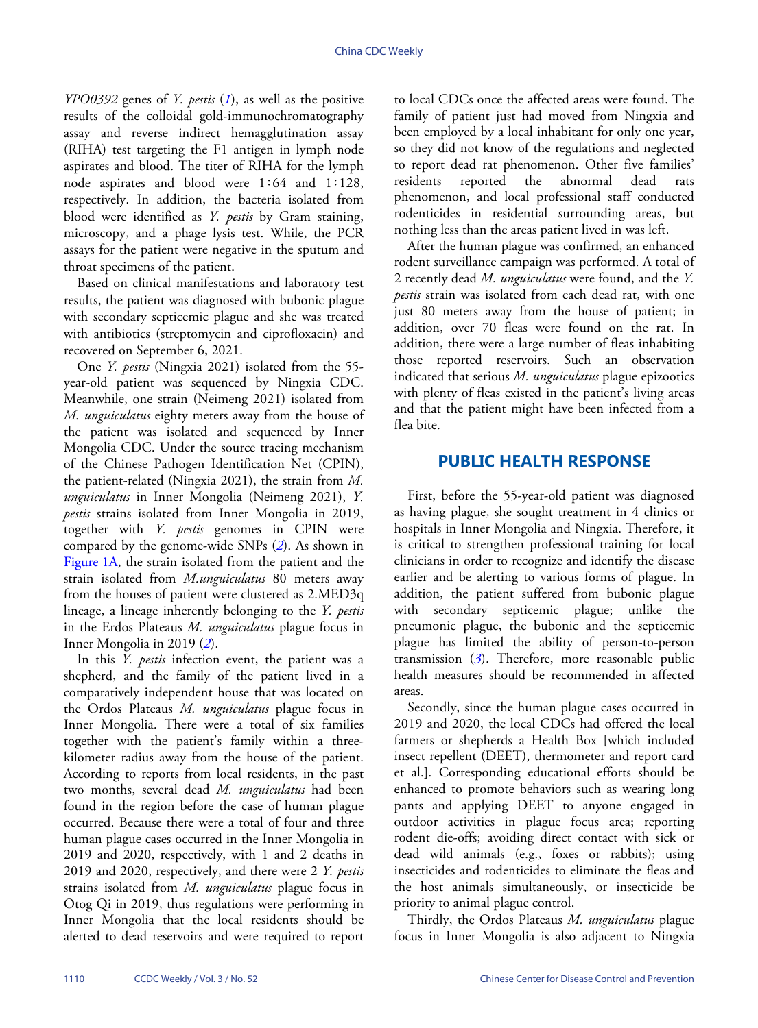*YPO0392* genes of *Y. pestis* (*1*), as well as the positive results of the colloidal gold-immunochromatography assay and reverse indirect hemagglutination assay (RIHA) test targeting the F1 antigen in lymph node aspirates and blood. The titer of RIHA for the lymph node aspirates and blood were 1∶64 and 1∶128, respectively. In addition, the bacteria isolated from blood were identified as *Y. pestis* by Gram staining, microscopy, and a phage lysis test. While, the PCR assays for the patient were negative in the sputum and throat specimens of the patient.

Based on clinical manifestations and laboratory test results, the patient was diagnosed with bubonic plague with secondary septicemic plague and she was treated with antibiotics (streptomycin and ciprofloxacin) and recovered on September 6, 2021.

One *Y. pestis* (Ningxia 2021) isolated from the 55-year-old patient was sequenced by Ningxia CDC. Meanwhile, one strain (Neimeng 2021) isolated from *M. unguiculatus* eighty meters away from the house of the patient was isolated and sequenced by Inner Mongolia CDC. Under the source tracing mechanism of the Chinese Pathogen Identification Net (CPIN), the patient-related (Ningxia 2021), the strain from *M. unguiculatus* in Inner Mongolia (Neimeng 2021), *Y. pestis* strains isolated from Inner Mongolia in 2019, together with *Y. pestis* genomes in CPIN were compared by the genome-wide SNPs (*2*). As shown in Figure 1A, the strain isolated from the patient and the strain isolated from *M.unguiculatus* 80 meters away from the houses of patient were clustered as 2.MED3q lineage, a lineage inherently belonging to the *Y. pestis* in the Erdos Plateaus *M. unguiculatus* plague focus in Inner Mongolia in 2019 (*2*).

In this *Y. pestis* infection event, the patient was a shepherd, and the family of the patient lived in a comparatively independent house that was located on the Ordos Plateaus *M. unguiculatus* plague focus in Inner Mongolia. There were a total of six families together with the patient's family within a three-kilometer radius away from the house of the patient. According to reports from local residents, in the past two months, several dead *M. unguiculatus* had been found in the region before the case of human plague occurred. Because there were a total of four and three human plague cases occurred in the Inner Mongolia in 2019 and 2020, respectively, with 1 and 2 deaths in 2019 and 2020, respectively, and there were 2 *Y. pestis* strains isolated from *M. unguiculatus* plague focus in Otog Qi in 2019, thus regulations were performing in Inner Mongolia that the local residents should be alerted to dead reservoirs and were required to report to local CDCs once the affected areas were found. The family of patient just had moved from Ningxia and been employed by a local inhabitant for only one year, so they did not know of the regulations and neglected to report dead rat phenomenon. Other five families' residents reported the abnormal dead rats phenomenon, and local professional staff conducted rodenticides in residential surrounding areas, but nothing less than the areas patient lived in was left.

After the human plague was confirmed, an enhanced rodent surveillance campaign was performed. A total of 2 recently dead *M. unguiculatus* were found, and the *Y. pestis* strain was isolated from each dead rat, with one just 80 meters away from the house of patient; in addition, over 70 fleas were found on the rat. In addition, there were a large number of fleas inhabiting those reported reservoirs. Such an observation indicated that serious *M. unguiculatus* plague epizootics with plenty of fleas existed in the patient's living areas and that the patient might have been infected from a flea bite.

## PUBLIC HEALTH RESPONSE

First, before the 55-year-old patient was diagnosed as having plague, she sought treatment in 4 clinics or hospitals in Inner Mongolia and Ningxia. Therefore, it is critical to strengthen professional training for local clinicians in order to recognize and identify the disease earlier and be alerting to various forms of plague. In addition, the patient suffered from bubonic plague with secondary septicemic plague; unlike the pneumonic plague, the bubonic and the septicemic plague has limited the ability of person-to-person transmission (*3*). Therefore, more reasonable public health measures should be recommended in affected areas.

Secondly, since the human plague cases occurred in 2019 and 2020, the local CDCs had offered the local farmers or shepherds a Health Box [which included insect repellent (DEET), thermometer and report card et al.]. Corresponding educational efforts should be enhanced to promote behaviors such as wearing long pants and applying DEET to anyone engaged in outdoor activities in plague focus area; reporting rodent die-offs; avoiding direct contact with sick or dead wild animals (e.g., foxes or rabbits); using insecticides and rodenticides to eliminate the fleas and the host animals simultaneously, or insecticide be priority to animal plague control.

Thirdly, the Ordos Plateaus *M. unguiculatus* plague focus in Inner Mongolia is also adjacent to Ningxia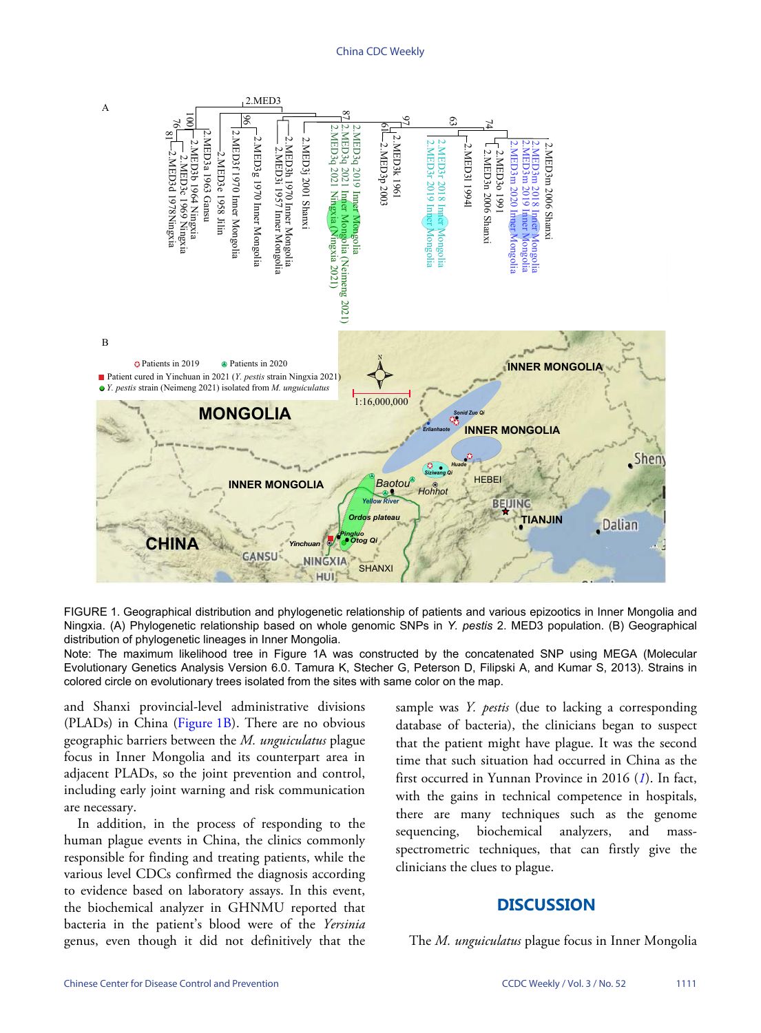FIGURE 1. Geographical distribution and phylogenetic relationship of patients and various epizootics in Inner Mongolia and Ningxia. (A) Phylogenetic relationship based on whole genomic SNPs in *Y. pestis* 2. MED3 population. (B) Geographical distribution of phylogenetic lineages in Inner Mongolia.

Note: The maximum likelihood tree in Figure 1A was constructed by the concatenated SNP using MEGA (Molecular Evolutionary Genetics Analysis Version 6.0. Tamura K, Stecher G, Peterson D, Filipski A, and Kumar S, 2013). Strains in colored circle on evolutionary trees isolated from the sites with same color on the map.

and Shanxi provincial-level administrative divisions (PLADs) in China (Figure 1B). There are no obvious geographic barriers between the *M. unguiculatus* plague focus in Inner Mongolia and its counterpart area in adjacent PLADs, so the joint prevention and control, including early joint warning and risk communication are necessary.

In addition, in the process of responding to the human plague events in China, the clinics commonly responsible for finding and treating patients, while the various level CDCs confirmed the diagnosis according to evidence based on laboratory assays. In this event, the biochemical analyzer in GHNMU reported that bacteria in the patient's blood were of the *Yersinia* genus, even though it did not definitively that the sample was *Y. pestis* (due to lacking a corresponding database of bacteria), the clinicians began to suspect that the patient might have plague. It was the second time that such situation had occurred in China as the first occurred in Yunnan Province in 2016 (*1*). In fact, with the gains in technical competence in hospitals, there are many techniques such as the genome sequencing, biochemical analyzers, and mass-spectrometric techniques, that can firstly give the clinicians the clues to plague.

## DISCUSSION

The *M. unguiculatus* plague focus in Inner Mongolia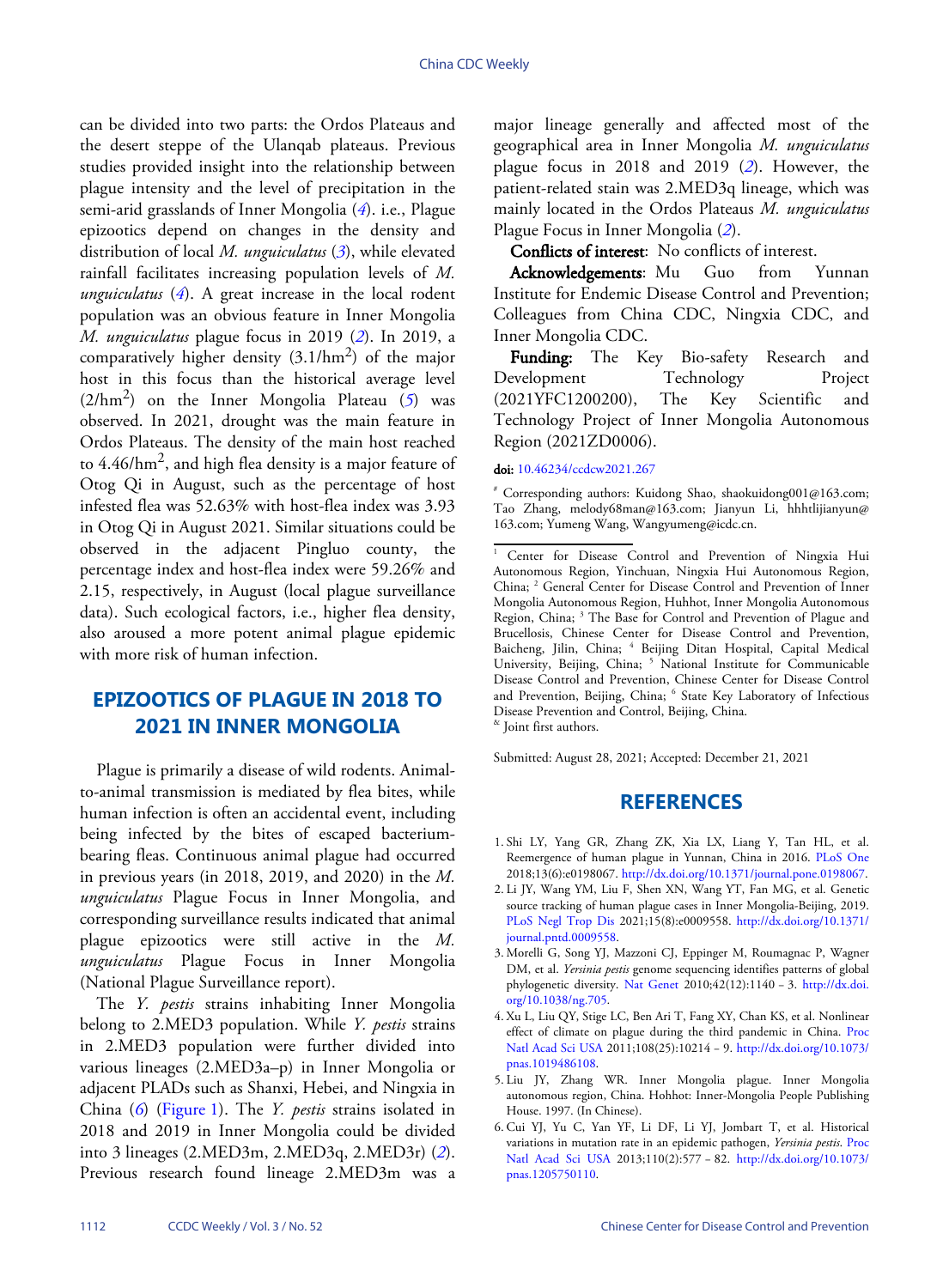can be divided into two parts: the Ordos Plateaus and the desert steppe of the Ulanqab plateaus. Previous studies provided insight into the relationship between plague intensity and the level of precipitation in the semi-arid grasslands of Inner Mongolia (*4*). i.e., Plague epizootics depend on changes in the density and distribution of local *M. unguiculatus* (*3*), while elevated rainfall facilitates increasing population levels of *M. unguiculatus* (*4*). A great increase in the local rodent population was an obvious feature in Inner Mongolia *M. unguiculatus* plague focus in 2019 (*2*). In 2019, a comparatively higher density ($3.1/hm^2$) of the major host in this focus than the historical average level ($2/hm^2$) on the Inner Mongolia Plateau (*5*) was observed. In 2021, drought was the main feature in Ordos Plateaus. The density of the main host reached to $4.46/hm^2$, and high flea density is a major feature of Otog Qi in August, such as the percentage of host infested flea was 52.63% with host-flea index was 3.93 in Otog Qi in August 2021. Similar situations could be observed in the adjacent Pingluo county, the percentage index and host-flea index were 59.26% and 2.15, respectively, in August (local plague surveillance data). Such ecological factors, i.e., higher flea density, also aroused a more potent animal plague epidemic with more risk of human infection.

## EPIZOOTICS OF PLAGUE IN 2018 TO 2021 IN INNER MONGOLIA

Plague is primarily a disease of wild rodents. Animal-to-animal transmission is mediated by flea bites, while human infection is often an accidental event, including being infected by the bites of escaped bacterium-bearing fleas. Continuous animal plague had occurred in previous years (in 2018, 2019, and 2020) in the *M. unguiculatus* Plague Focus in Inner Mongolia, and corresponding surveillance results indicated that animal plague epizootics were still active in the *M. unguiculatus* Plague Focus in Inner Mongolia (National Plague Surveillance report).

The *Y. pestis* strains inhabiting Inner Mongolia belong to 2.MED3 population. While *Y. pestis* strains in 2.MED3 population were further divided into various lineages (2.MED3a–p) in Inner Mongolia or adjacent PLADs such as Shanxi, Hebei, and Ningxia in China (*6*) (Figure 1). The *Y. pestis* strains isolated in 2018 and 2019 in Inner Mongolia could be divided into 3 lineages (2.MED3m, 2.MED3q, 2.MED3r) (*2*). Previous research found lineage 2.MED3m was a major lineage generally and affected most of the geographical area in Inner Mongolia *M. unguiculatus* plague focus in 2018 and 2019 (*2*). However, the patient-related stain was 2.MED3q lineage, which was mainly located in the Ordos Plateaus *M. unguiculatus* Plague Focus in Inner Mongolia (*2*).

**Conflicts of interest**: No conflicts of interest.

**Acknowledgements**: Mu Guo from Yunnan Institute for Endemic Disease Control and Prevention; Colleagues from China CDC, Ningxia CDC, and Inner Mongolia CDC.

**Funding:** The Key Bio-safety Research and Development Technology Project (2021YFC1200200), The Key Scientific and Technology Project of Inner Mongolia Autonomous Region (2021ZD0006).

**doi:** 10.46234/ccdcw2021.267

[#] Corresponding authors: Kuidong Shao, shaokuidong001@163.com; Tao Zhang, melody68man@163.com; Jianyun Li, hhhtlijianyun@163.com; Yumeng Wang, Wangyumeng@icdc.cn.

[1] Center for Disease Control and Prevention of Ningxia Hui Autonomous Region, Yinchuan, Ningxia Hui Autonomous Region, China; [2] General Center for Disease Control and Prevention of Inner Mongolia Autonomous Region, Huhhot, Inner Mongolia Autonomous Region, China; [3] The Base for Control and Prevention of Plague and Brucellosis, Chinese Center for Disease Control and Prevention, Baicheng, Jilin, China; [4] Beijing Ditan Hospital, Capital Medical University, Beijing, China; [5] National Institute for Communicable Disease Control and Prevention, Chinese Center for Disease Control and Prevention, Beijing, China; [6] State Key Laboratory of Infectious Disease Prevention and Control, Beijing, China.

[&] Joint first authors.

Submitted: August 28, 2021; Accepted: December 21, 2021

## REFERENCES

1. Shi LY, Yang GR, Zhang ZK, Xia LX, Liang Y, Tan HL, et al. Reemergence of human plague in Yunnan, China in 2016. PLoS One 2018;13(6):e0198067. http://dx.doi.org/10.1371/journal.pone.0198067.
2. Li JY, Wang YM, Liu F, Shen XN, Wang YT, Fan MG, et al. Genetic source tracking of human plague cases in Inner Mongolia-Beijing, 2019. PLoS Negl Trop Dis 2021;15(8):e0009558. http://dx.doi.org/10.1371/journal.pntd.0009558.
3. Morelli G, Song YJ, Mazzoni CJ, Eppinger M, Roumagnac P, Wagner DM, et al. *Yersinia pestis* genome sequencing identifies patterns of global phylogenetic diversity. Nat Genet 2010;42(12):1140 – 3. http://dx.doi.org/10.1038/ng.705.
4. Xu L, Liu QY, Stige LC, Ben Ari T, Fang XY, Chan KS, et al. Nonlinear effect of climate on plague during the third pandemic in China. Proc Natl Acad Sci USA 2011;108(25):10214 – 9. http://dx.doi.org/10.1073/pnas.1019486108.
5. Liu JY, Zhang WR. Inner Mongolia plague. Inner Mongolia autonomous region, China. Hohhot: Inner-Mongolia People Publishing House. 1997. (In Chinese).
6. Cui YJ, Yu C, Yan YF, Li DF, Li YJ, Jombart T, et al. Historical variations in mutation rate in an epidemic pathogen, *Yersinia pestis*. Proc Natl Acad Sci USA 2013;110(2):577 – 82. http://dx.doi.org/10.1073/pnas.1205750110.